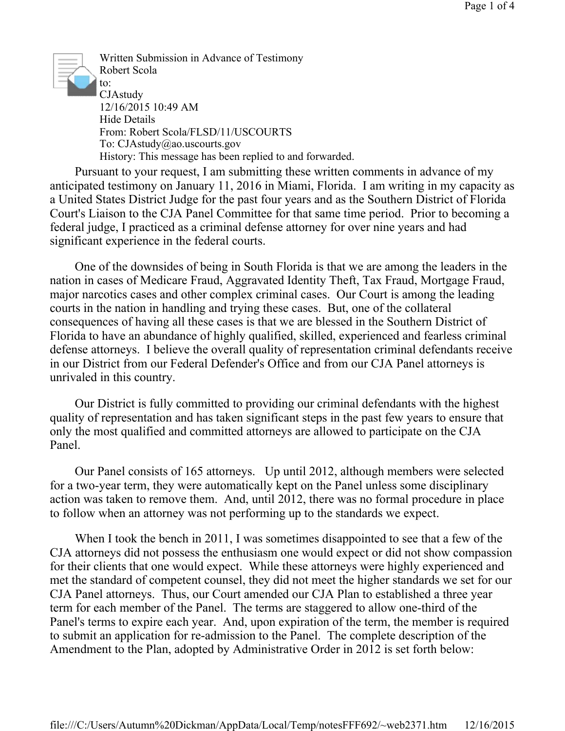Written Submission in Advance of Testimony
Robert Scola
to:
CJAstudy
12/16/2015 10:49 AM
Hide Details
From: Robert Scola/FLSD/11/USCOURTS
To: CJAstudy@ao.uscourts.gov
History: This message has been replied to and forwarded.

Pursuant to your request, I am submitting these written comments in advance of my anticipated testimony on January 11, 2016 in Miami, Florida. I am writing in my capacity as a United States District Judge for the past four years and as the Southern District of Florida Court's Liaison to the CJA Panel Committee for that same time period. Prior to becoming a federal judge, I practiced as a criminal defense attorney for over nine years and had significant experience in the federal courts.

One of the downsides of being in South Florida is that we are among the leaders in the nation in cases of Medicare Fraud, Aggravated Identity Theft, Tax Fraud, Mortgage Fraud, major narcotics cases and other complex criminal cases. Our Court is among the leading courts in the nation in handling and trying these cases. But, one of the collateral consequences of having all these cases is that we are blessed in the Southern District of Florida to have an abundance of highly qualified, skilled, experienced and fearless criminal defense attorneys. I believe the overall quality of representation criminal defendants receive in our District from our Federal Defender's Office and from our CJA Panel attorneys is unrivaled in this country.

Our District is fully committed to providing our criminal defendants with the highest quality of representation and has taken significant steps in the past few years to ensure that only the most qualified and committed attorneys are allowed to participate on the CJA Panel.

Our Panel consists of 165 attorneys. Up until 2012, although members were selected for a two-year term, they were automatically kept on the Panel unless some disciplinary action was taken to remove them. And, until 2012, there was no formal procedure in place to follow when an attorney was not performing up to the standards we expect.

When I took the bench in 2011, I was sometimes disappointed to see that a few of the CJA attorneys did not possess the enthusiasm one would expect or did not show compassion for their clients that one would expect. While these attorneys were highly experienced and met the standard of competent counsel, they did not meet the higher standards we set for our CJA Panel attorneys. Thus, our Court amended our CJA Plan to established a three year term for each member of the Panel. The terms are staggered to allow one-third of the Panel's terms to expire each year. And, upon expiration of the term, the member is required to submit an application for re-admission to the Panel. The complete description of the Amendment to the Plan, adopted by Administrative Order in 2012 is set forth below: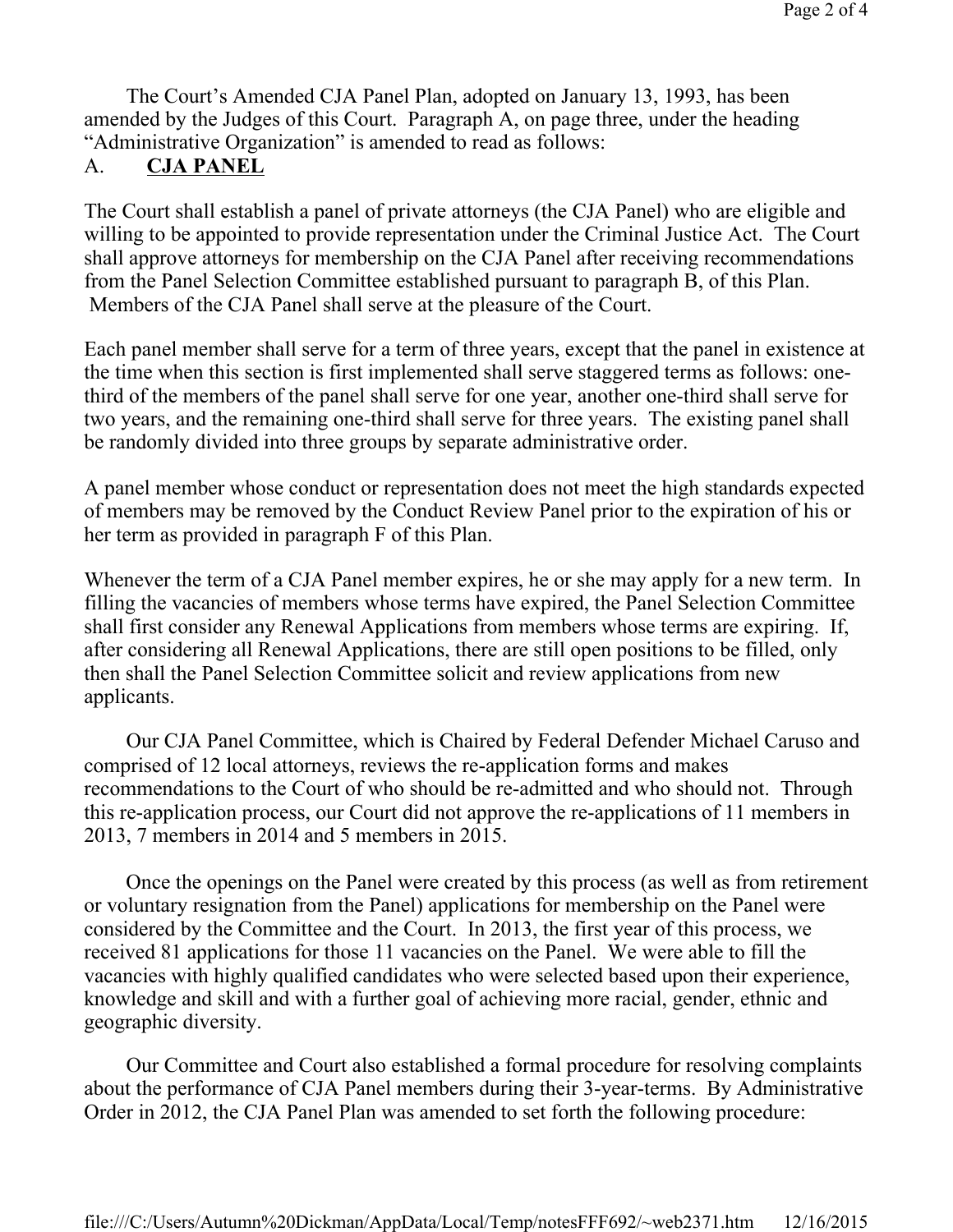The Court's Amended CJA Panel Plan, adopted on January 13, 1993, has been amended by the Judges of this Court. Paragraph A, on page three, under the heading "Administrative Organization" is amended to read as follows:

A. **CJA PANEL**

The Court shall establish a panel of private attorneys (the CJA Panel) who are eligible and willing to be appointed to provide representation under the Criminal Justice Act. The Court shall approve attorneys for membership on the CJA Panel after receiving recommendations from the Panel Selection Committee established pursuant to paragraph B, of this Plan. Members of the CJA Panel shall serve at the pleasure of the Court.

Each panel member shall serve for a term of three years, except that the panel in existence at the time when this section is first implemented shall serve staggered terms as follows: one-third of the members of the panel shall serve for one year, another one-third shall serve for two years, and the remaining one-third shall serve for three years. The existing panel shall be randomly divided into three groups by separate administrative order.

A panel member whose conduct or representation does not meet the high standards expected of members may be removed by the Conduct Review Panel prior to the expiration of his or her term as provided in paragraph F of this Plan.

Whenever the term of a CJA Panel member expires, he or she may apply for a new term. In filling the vacancies of members whose terms have expired, the Panel Selection Committee shall first consider any Renewal Applications from members whose terms are expiring. If, after considering all Renewal Applications, there are still open positions to be filled, only then shall the Panel Selection Committee solicit and review applications from new applicants.

Our CJA Panel Committee, which is Chaired by Federal Defender Michael Caruso and comprised of 12 local attorneys, reviews the re-application forms and makes recommendations to the Court of who should be re-admitted and who should not. Through this re-application process, our Court did not approve the re-applications of 11 members in 2013, 7 members in 2014 and 5 members in 2015.

Once the openings on the Panel were created by this process (as well as from retirement or voluntary resignation from the Panel) applications for membership on the Panel were considered by the Committee and the Court. In 2013, the first year of this process, we received 81 applications for those 11 vacancies on the Panel. We were able to fill the vacancies with highly qualified candidates who were selected based upon their experience, knowledge and skill and with a further goal of achieving more racial, gender, ethnic and geographic diversity.

Our Committee and Court also established a formal procedure for resolving complaints about the performance of CJA Panel members during their 3-year-terms. By Administrative Order in 2012, the CJA Panel Plan was amended to set forth the following procedure: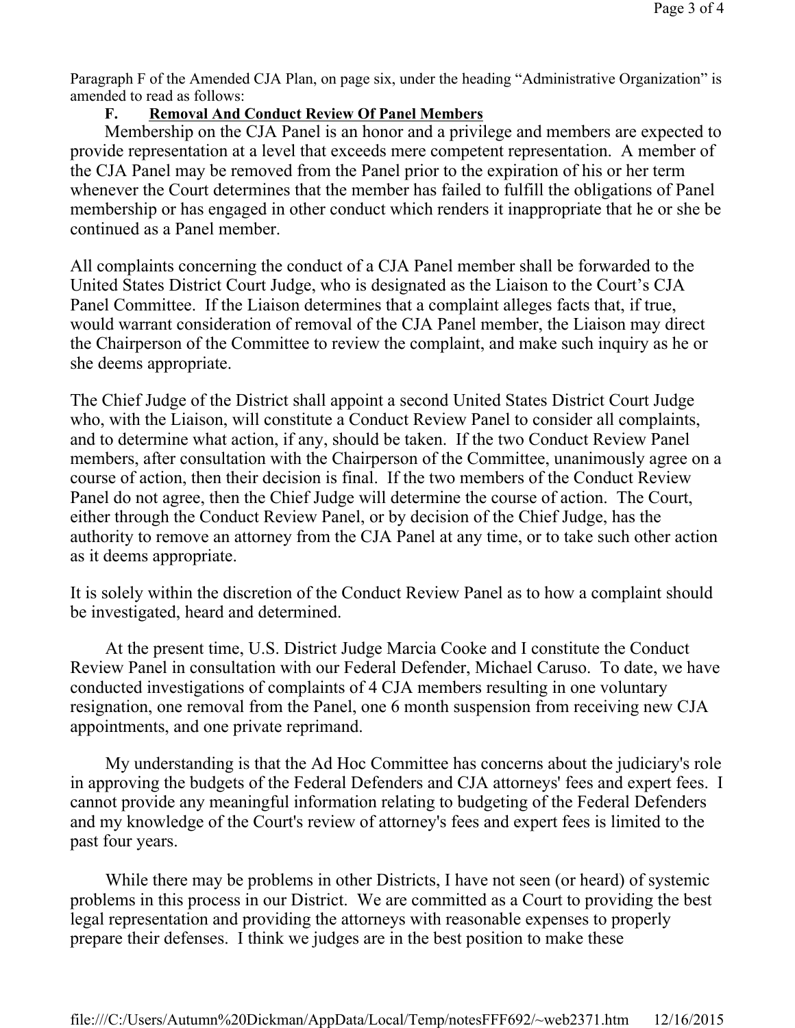Paragraph F of the Amended CJA Plan, on page six, under the heading "Administrative Organization" is amended to read as follows:

**F. Removal And Conduct Review Of Panel Members**

Membership on the CJA Panel is an honor and a privilege and members are expected to provide representation at a level that exceeds mere competent representation. A member of the CJA Panel may be removed from the Panel prior to the expiration of his or her term whenever the Court determines that the member has failed to fulfill the obligations of Panel membership or has engaged in other conduct which renders it inappropriate that he or she be continued as a Panel member.

All complaints concerning the conduct of a CJA Panel member shall be forwarded to the United States District Court Judge, who is designated as the Liaison to the Court's CJA Panel Committee. If the Liaison determines that a complaint alleges facts that, if true, would warrant consideration of removal of the CJA Panel member, the Liaison may direct the Chairperson of the Committee to review the complaint, and make such inquiry as he or she deems appropriate.

The Chief Judge of the District shall appoint a second United States District Court Judge who, with the Liaison, will constitute a Conduct Review Panel to consider all complaints, and to determine what action, if any, should be taken. If the two Conduct Review Panel members, after consultation with the Chairperson of the Committee, unanimously agree on a course of action, then their decision is final. If the two members of the Conduct Review Panel do not agree, then the Chief Judge will determine the course of action. The Court, either through the Conduct Review Panel, or by decision of the Chief Judge, has the authority to remove an attorney from the CJA Panel at any time, or to take such other action as it deems appropriate.

It is solely within the discretion of the Conduct Review Panel as to how a complaint should be investigated, heard and determined.

At the present time, U.S. District Judge Marcia Cooke and I constitute the Conduct Review Panel in consultation with our Federal Defender, Michael Caruso. To date, we have conducted investigations of complaints of 4 CJA members resulting in one voluntary resignation, one removal from the Panel, one 6 month suspension from receiving new CJA appointments, and one private reprimand.

My understanding is that the Ad Hoc Committee has concerns about the judiciary's role in approving the budgets of the Federal Defenders and CJA attorneys' fees and expert fees. I cannot provide any meaningful information relating to budgeting of the Federal Defenders and my knowledge of the Court's review of attorney's fees and expert fees is limited to the past four years.

While there may be problems in other Districts, I have not seen (or heard) of systemic problems in this process in our District. We are committed as a Court to providing the best legal representation and providing the attorneys with reasonable expenses to properly prepare their defenses. I think we judges are in the best position to make these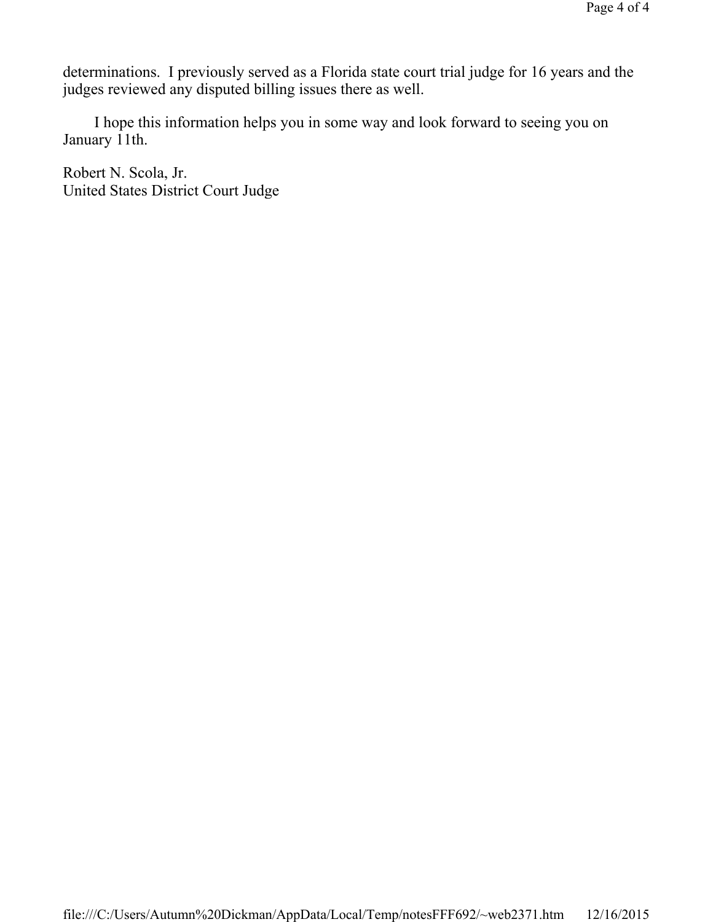determinations. I previously served as a Florida state court trial judge for 16 years and the judges reviewed any disputed billing issues there as well.

I hope this information helps you in some way and look forward to seeing you on January 11th.

Robert N. Scola, Jr.
United States District Court Judge